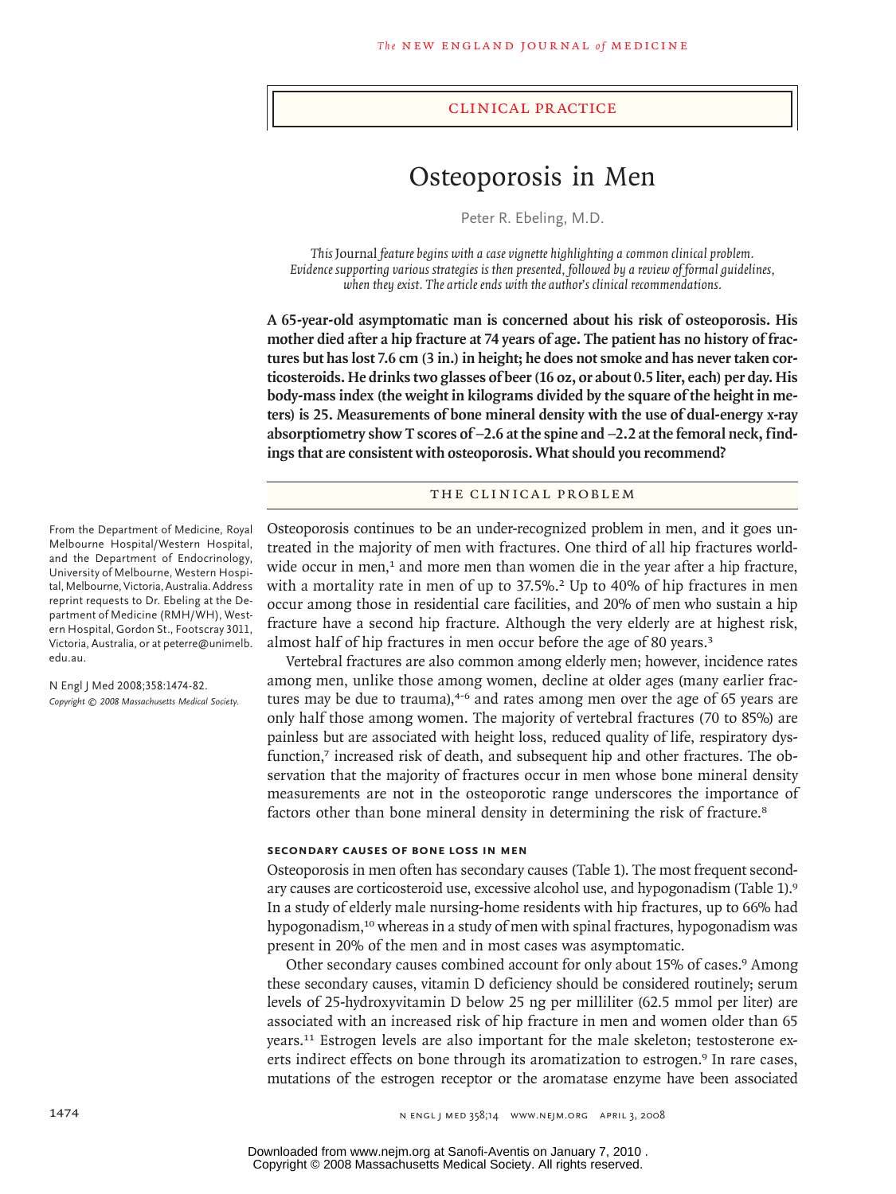## CLINICAL PRACTICE

# Osteoporosis in Men

Peter R. Ebeling, M.D.

*This* Journal *feature begins with a case vignette highlighting a common clinical problem. Evidence supporting various strategies is then presented, followed by a review of formal guidelines, when they exist. The article ends with the author's clinical recommendations.*

**A 65-year-old asymptomatic man is concerned about his risk of osteoporosis. His mother died after a hip fracture at 74 years of age. The patient has no history of fractures but has lost 7.6 cm (3 in.) in height; he does not smoke and has never taken corticosteroids. He drinks two glasses of beer (16 oz, or about 0.5 liter, each) per day. His body-mass index (the weight in kilograms divided by the square of the height in meters) is 25. Measurements of bone mineral density with the use of dual-energy x-ray absorptiometry show T scores of −2.6 at the spine and −2.2 at the femoral neck, findings that are consistent with osteoporosis. What should you recommend?**

From the Department of Medicine, Royal Melbourne Hospital/Western Hospital, and the Department of Endocrinology, University of Melbourne, Western Hospital, Melbourne, Victoria, Australia. Address reprint requests to Dr. Ebeling at the Department of Medicine (RMH/WH), Western Hospital, Gordon St., Footscray 3011, Victoria, Australia, or at peterre@unimelb.edu.au.

N Engl J Med 2008;358:1474-82.
*Copyright © 2008 Massachusetts Medical Society.*

## THE CLINICAL PROBLEM

Osteoporosis continues to be an under-recognized problem in men, and it goes untreated in the majority of men with fractures. One third of all hip fractures worldwide occur in men,[1] and more men than women die in the year after a hip fracture, with a mortality rate in men of up to 37.5%.[2] Up to 40% of hip fractures in men occur among those in residential care facilities, and 20% of men who sustain a hip fracture have a second hip fracture. Although the very elderly are at highest risk, almost half of hip fractures in men occur before the age of 80 years.[3]

Vertebral fractures are also common among elderly men; however, incidence rates among men, unlike those among women, decline at older ages (many earlier fractures may be due to trauma),[4-6] and rates among men over the age of 65 years are only half those among women. The majority of vertebral fractures (70 to 85%) are painless but are associated with height loss, reduced quality of life, respiratory dysfunction,[7] increased risk of death, and subsequent hip and other fractures. The observation that the majority of fractures occur in men whose bone mineral density measurements are not in the osteoporotic range underscores the importance of factors other than bone mineral density in determining the risk of fracture.[8]

### SECONDARY CAUSES OF BONE LOSS IN MEN

Osteoporosis in men often has secondary causes (Table 1). The most frequent secondary causes are corticosteroid use, excessive alcohol use, and hypogonadism (Table 1).[9] In a study of elderly male nursing-home residents with hip fractures, up to 66% had hypogonadism,[10] whereas in a study of men with spinal fractures, hypogonadism was present in 20% of the men and in most cases was asymptomatic.

Other secondary causes combined account for only about 15% of cases.[9] Among these secondary causes, vitamin D deficiency should be considered routinely; serum levels of 25-hydroxyvitamin D below 25 ng per milliliter (62.5 mmol per liter) are associated with an increased risk of hip fracture in men and women older than 65 years.[11] Estrogen levels are also important for the male skeleton; testosterone exerts indirect effects on bone through its aromatization to estrogen.[9] In rare cases, mutations of the estrogen receptor or the aromatase enzyme have been associated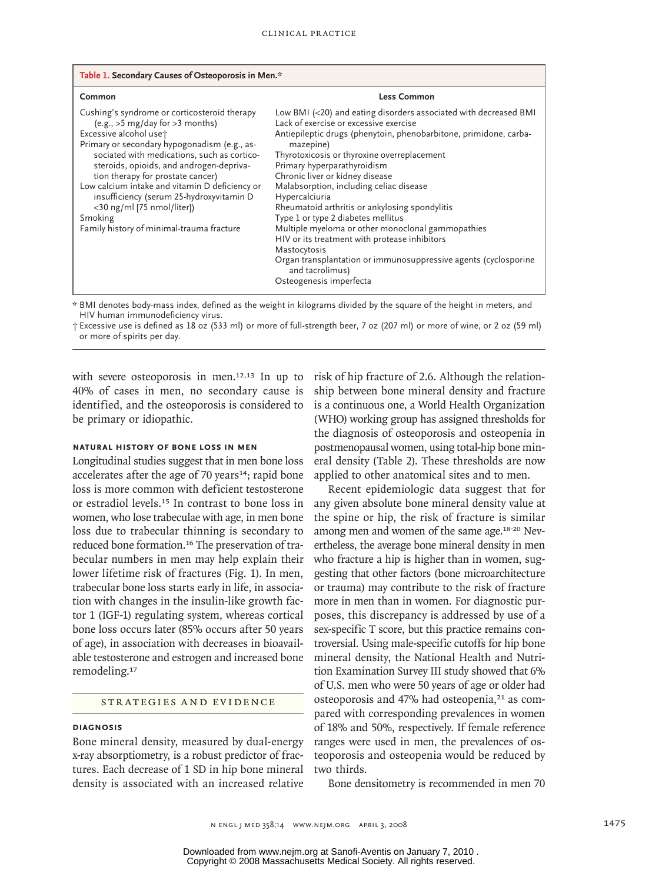**Table 1. Secondary Causes of Osteoporosis in Men.***

| Common | Less Common |
|---|---|
| Cushing's syndrome or corticosteroid therapy (e.g., >5 mg/day for >3 months) | Low BMI (<20) and eating disorders associated with decreased BMI |
| Excessive alcohol use† | Lack of exercise or excessive exercise |
| Primary or secondary hypogonadism (e.g., associated with medications, such as corticosteroids, opioids, and androgen-deprivation therapy for prostate cancer) | Antiepileptic drugs (phenytoin, phenobarbitone, primidone, carbamazepine) |
| Low calcium intake and vitamin D deficiency or insufficiency (serum 25-hydroxyvitamin D <30 ng/ml [75 nmol/liter]) | Thyrotoxicosis or thyroxine overreplacement |
| Smoking | Primary hyperparathyroidism |
| Family history of minimal-trauma fracture | Chronic liver or kidney disease |
| | Malabsorption, including celiac disease |
| | Hypercalciuria |
| | Rheumatoid arthritis or ankylosing spondylitis |
| | Type 1 or type 2 diabetes mellitus |
| | Multiple myeloma or other monoclonal gammopathies |
| | HIV or its treatment with protease inhibitors |
| | Mastocytosis |
| | Organ transplantation or immunosuppressive agents (cyclosporine and tacrolimus) |
| | Osteogenesis imperfecta |

\* BMI denotes body-mass index, defined as the weight in kilograms divided by the square of the height in meters, and HIV human immunodeficiency virus.

† Excessive use is defined as 18 oz (533 ml) or more of full-strength beer, 7 oz (207 ml) or more of wine, or 2 oz (59 ml) or more of spirits per day.

with severe osteoporosis in men.[12,13] In up to 40% of cases in men, no secondary cause is identified, and the osteoporosis is considered to be primary or idiopathic.

### NATURAL HISTORY OF BONE LOSS IN MEN

Longitudinal studies suggest that in men bone loss accelerates after the age of 70 years[14]; rapid bone loss is more common with deficient testosterone or estradiol levels.[15] In contrast to bone loss in women, who lose trabeculae with age, in men bone loss due to trabecular thinning is secondary to reduced bone formation.[16] The preservation of trabecular numbers in men may help explain their lower lifetime risk of fractures (Fig. 1). In men, trabecular bone loss starts early in life, in association with changes in the insulin-like growth factor 1 (IGF-1) regulating system, whereas cortical bone loss occurs later (85% occurs after 50 years of age), in association with decreases in bioavailable testosterone and estrogen and increased bone remodeling.[17]

## STRATEGIES AND EVIDENCE

### DIAGNOSIS

Bone mineral density, measured by dual-energy x-ray absorptiometry, is a robust predictor of fractures. Each decrease of 1 SD in hip bone mineral density is associated with an increased relative risk of hip fracture of 2.6. Although the relationship between bone mineral density and fracture is a continuous one, a World Health Organization (WHO) working group has assigned thresholds for the diagnosis of osteoporosis and osteopenia in postmenopausal women, using total-hip bone mineral density (Table 2). These thresholds are now applied to other anatomical sites and to men.

Recent epidemiologic data suggest that for any given absolute bone mineral density value at the spine or hip, the risk of fracture is similar among men and women of the same age.[18-20] Nevertheless, the average bone mineral density in men who fracture a hip is higher than in women, suggesting that other factors (bone microarchitecture or trauma) may contribute to the risk of fracture more in men than in women. For diagnostic purposes, this discrepancy is addressed by use of a sex-specific T score, but this practice remains controversial. Using male-specific cutoffs for hip bone mineral density, the National Health and Nutrition Examination Survey III study showed that 6% of U.S. men who were 50 years of age or older had osteoporosis and 47% had osteopenia,[21] as compared with corresponding prevalences in women of 18% and 50%, respectively. If female reference ranges were used in men, the prevalences of osteoporosis and osteopenia would be reduced by two thirds.

Bone densitometry is recommended in men 70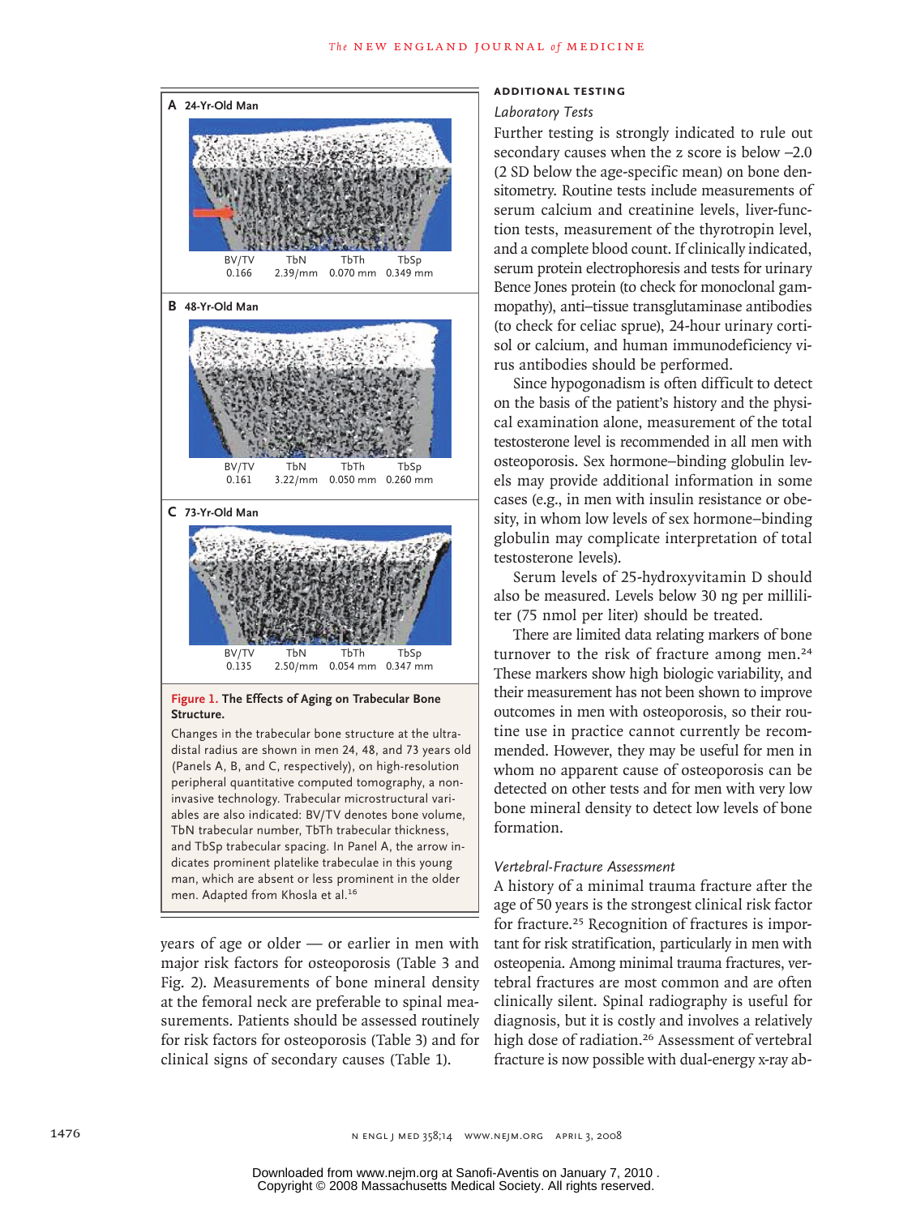**A 24-Yr-Old Man**

| BV/TV | TbN | TbTh | TbSp |
|---|---|---|---|
| 0.166 | 2.39/mm | 0.070 mm | 0.349 mm |

**B 48-Yr-Old Man**

| BV/TV | TbN | TbTh | TbSp |
|---|---|---|---|
| 0.161 | 3.22/mm | 0.050 mm | 0.260 mm |

**C 73-Yr-Old Man**

| BV/TV | TbN | TbTh | TbSp |
|---|---|---|---|
| 0.135 | 2.50/mm | 0.054 mm | 0.347 mm |

**Figure 1. The Effects of Aging on Trabecular Bone Structure.**

Changes in the trabecular bone structure at the ultradistal radius are shown in men 24, 48, and 73 years old (Panels A, B, and C, respectively), on high-resolution peripheral quantitative computed tomography, a noninvasive technology. Trabecular microstructural variables are also indicated: BV/TV denotes bone volume, TbN trabecular number, TbTh trabecular thickness, and TbSp trabecular spacing. In Panel A, the arrow indicates prominent platelike trabeculae in this young man, which are absent or less prominent in the older men. Adapted from Khosla et al.[16]

years of age or older — or earlier in men with major risk factors for osteoporosis (Table 3 and Fig. 2). Measurements of bone mineral density at the femoral neck are preferable to spinal measurements. Patients should be assessed routinely for risk factors for osteoporosis (Table 3) and for clinical signs of secondary causes (Table 1).

## ADDITIONAL TESTING

### *Laboratory Tests*

Further testing is strongly indicated to rule out secondary causes when the z score is below −2.0 (2 SD below the age-specific mean) on bone densitometry. Routine tests include measurements of serum calcium and creatinine levels, liver-function tests, measurement of the thyrotropin level, and a complete blood count. If clinically indicated, serum protein electrophoresis and tests for urinary Bence Jones protein (to check for monoclonal gammopathy), anti–tissue transglutaminase antibodies (to check for celiac sprue), 24-hour urinary cortisol or calcium, and human immunodeficiency virus antibodies should be performed.

Since hypogonadism is often difficult to detect on the basis of the patient's history and the physical examination alone, measurement of the total testosterone level is recommended in all men with osteoporosis. Sex hormone–binding globulin levels may provide additional information in some cases (e.g., in men with insulin resistance or obesity, in whom low levels of sex hormone–binding globulin may complicate interpretation of total testosterone levels).

Serum levels of 25-hydroxyvitamin D should also be measured. Levels below 30 ng per milliliter (75 nmol per liter) should be treated.

There are limited data relating markers of bone turnover to the risk of fracture among men.[24] These markers show high biologic variability, and their measurement has not been shown to improve outcomes in men with osteoporosis, so their routine use in practice cannot currently be recommended. However, they may be useful for men in whom no apparent cause of osteoporosis can be detected on other tests and for men with very low bone mineral density to detect low levels of bone formation.

### *Vertebral-Fracture Assessment*

A history of a minimal trauma fracture after the age of 50 years is the strongest clinical risk factor for fracture.[25] Recognition of fractures is important for risk stratification, particularly in men with osteopenia. Among minimal trauma fractures, vertebral fractures are most common and are often clinically silent. Spinal radiography is useful for diagnosis, but it is costly and involves a relatively high dose of radiation.[26] Assessment of vertebral fracture is now possible with dual-energy x-ray ab-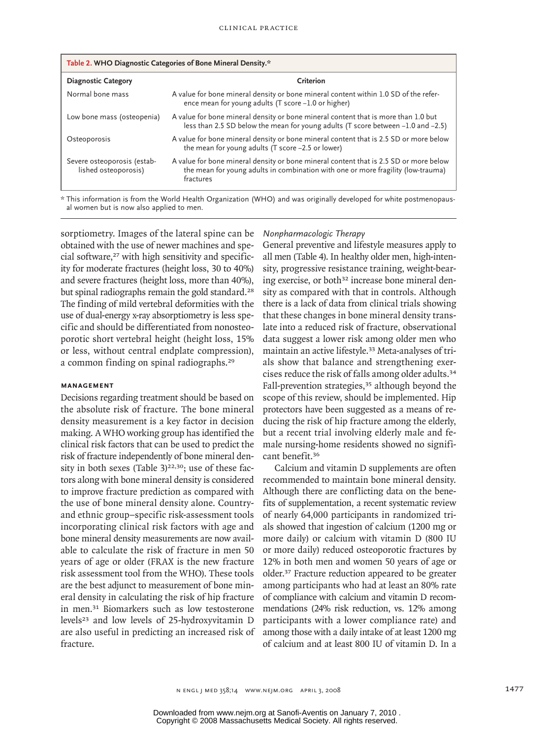**Table 2. WHO Diagnostic Categories of Bone Mineral Density.***

| Diagnostic Category | Criterion |
|---|---|
| Normal bone mass | A value for bone mineral density or bone mineral content within 1.0 SD of the reference mean for young adults (T score −1.0 or higher) |
| Low bone mass (osteopenia) | A value for bone mineral density or bone mineral content that is more than 1.0 but less than 2.5 SD below the mean for young adults (T score between −1.0 and −2.5) |
| Osteoporosis | A value for bone mineral density or bone mineral content that is 2.5 SD or more below the mean for young adults (T score −2.5 or lower) |
| Severe osteoporosis (established osteoporosis) | A value for bone mineral density or bone mineral content that is 2.5 SD or more below the mean for young adults in combination with one or more fragility (low-trauma) fractures |

* This information is from the World Health Organization (WHO) and was originally developed for white postmenopausal women but is now also applied to men.

sorptiometry. Images of the lateral spine can be obtained with the use of newer machines and special software,[27] with high sensitivity and specificity for moderate fractures (height loss, 30 to 40%) and severe fractures (height loss, more than 40%), but spinal radiographs remain the gold standard.[28] The finding of mild vertebral deformities with the use of dual-energy x-ray absorptiometry is less specific and should be differentiated from nonosteoporotic short vertebral height (height loss, 15% or less, without central endplate compression), a common finding on spinal radiographs.[29]

## MANAGEMENT

Decisions regarding treatment should be based on the absolute risk of fracture. The bone mineral density measurement is a key factor in decision making. A WHO working group has identified the clinical risk factors that can be used to predict the risk of fracture independently of bone mineral density in both sexes (Table 3)[22,30]; use of these factors along with bone mineral density is considered to improve fracture prediction as compared with the use of bone mineral density alone. Country- and ethnic group–specific risk-assessment tools incorporating clinical risk factors with age and bone mineral density measurements are now available to calculate the risk of fracture in men 50 years of age or older (FRAX is the new fracture risk assessment tool from the WHO). These tools are the best adjunct to measurement of bone mineral density in calculating the risk of hip fracture in men.[31] Biomarkers such as low testosterone levels[23] and low levels of 25-hydroxyvitamin D are also useful in predicting an increased risk of fracture.

### *Nonpharmacologic Therapy*

General preventive and lifestyle measures apply to all men (Table 4). In healthy older men, high-intensity, progressive resistance training, weight-bearing exercise, or both[32] increase bone mineral density as compared with that in controls. Although there is a lack of data from clinical trials showing that these changes in bone mineral density translate into a reduced risk of fracture, observational data suggest a lower risk among older men who maintain an active lifestyle.[33] Meta-analyses of trials show that balance and strengthening exercises reduce the risk of falls among older adults.[34] Fall-prevention strategies,[35] although beyond the scope of this review, should be implemented. Hip protectors have been suggested as a means of reducing the risk of hip fracture among the elderly, but a recent trial involving elderly male and female nursing-home residents showed no significant benefit.[36]

Calcium and vitamin D supplements are often recommended to maintain bone mineral density. Although there are conflicting data on the benefits of supplementation, a recent systematic review of nearly 64,000 participants in randomized trials showed that ingestion of calcium (1200 mg or more daily) or calcium with vitamin D (800 IU or more daily) reduced osteoporotic fractures by 12% in both men and women 50 years of age or older.[37] Fracture reduction appeared to be greater among participants who had at least an 80% rate of compliance with calcium and vitamin D recommendations (24% risk reduction, vs. 12% among participants with a lower compliance rate) and among those with a daily intake of at least 1200 mg of calcium and at least 800 IU of vitamin D. In a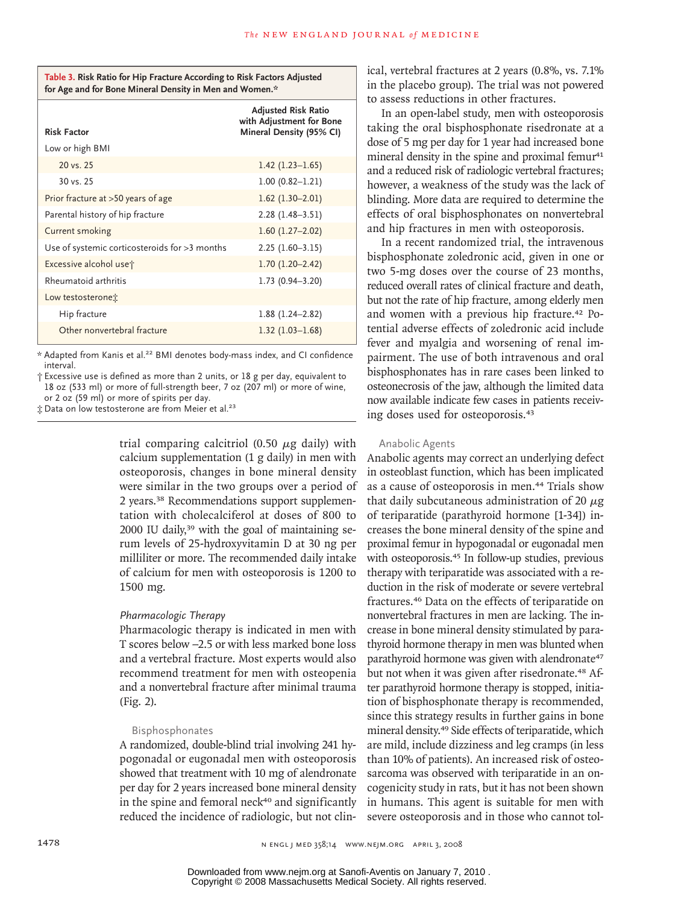**Table 3. Risk Ratio for Hip Fracture According to Risk Factors Adjusted for Age and for Bone Mineral Density in Men and Women.***

| Risk Factor | Adjusted Risk Ratio with Adjustment for Bone Mineral Density (95% CI) |
|---|---|
| Low or high BMI | |
| 20 vs. 25 | 1.42 (1.23–1.65) |
| 30 vs. 25 | 1.00 (0.82–1.21) |
| Prior fracture at >50 years of age | 1.62 (1.30–2.01) |
| Parental history of hip fracture | 2.28 (1.48–3.51) |
| Current smoking | 1.60 (1.27–2.02) |
| Use of systemic corticosteroids for >3 months | 2.25 (1.60–3.15) |
| Excessive alcohol use† | 1.70 (1.20–2.42) |
| Rheumatoid arthritis | 1.73 (0.94–3.20) |
| Low testosterone‡ | |
| Hip fracture | 1.88 (1.24–2.82) |
| Other nonvertebral fracture | 1.32 (1.03–1.68) |

\* Adapted from Kanis et al.[22] BMI denotes body-mass index, and CI confidence interval.

† Excessive use is defined as more than 2 units, or 18 g per day, equivalent to 18 oz (533 ml) or more of full-strength beer, 7 oz (207 ml) or more of wine, or 2 oz (59 ml) or more of spirits per day.

‡ Data on low testosterone are from Meier et al.[23]

trial comparing calcitriol (0.50 μg daily) with calcium supplementation (1 g daily) in men with osteoporosis, changes in bone mineral density were similar in the two groups over a period of 2 years.[38] Recommendations support supplementation with cholecalciferol at doses of 800 to 2000 IU daily,[39] with the goal of maintaining serum levels of 25-hydroxyvitamin D at 30 ng per milliliter or more. The recommended daily intake of calcium for men with osteoporosis is 1200 to 1500 mg.

### *Pharmacologic Therapy*

Pharmacologic therapy is indicated in men with T scores below –2.5 or with less marked bone loss and a vertebral fracture. Most experts would also recommend treatment for men with osteopenia and a nonvertebral fracture after minimal trauma (Fig. 2).

#### Bisphosphonates

A randomized, double-blind trial involving 241 hypogonadal or eugonadal men with osteoporosis showed that treatment with 10 mg of alendronate per day for 2 years increased bone mineral density in the spine and femoral neck[40] and significantly reduced the incidence of radiologic, but not clinical, vertebral fractures at 2 years (0.8%, vs. 7.1% in the placebo group). The trial was not powered to assess reductions in other fractures.

In an open-label study, men with osteoporosis taking the oral bisphosphonate risedronate at a dose of 5 mg per day for 1 year had increased bone mineral density in the spine and proximal femur[41] and a reduced risk of radiologic vertebral fractures; however, a weakness of the study was the lack of blinding. More data are required to determine the effects of oral bisphosphonates on nonvertebral and hip fractures in men with osteoporosis.

In a recent randomized trial, the intravenous bisphosphonate zoledronic acid, given in one or two 5-mg doses over the course of 23 months, reduced overall rates of clinical fracture and death, but not the rate of hip fracture, among elderly men and women with a previous hip fracture.[42] Potential adverse effects of zoledronic acid include fever and myalgia and worsening of renal impairment. The use of both intravenous and oral bisphosphonates has in rare cases been linked to osteonecrosis of the jaw, although the limited data now available indicate few cases in patients receiving doses used for osteoporosis.[43]

#### Anabolic Agents

Anabolic agents may correct an underlying defect in osteoblast function, which has been implicated as a cause of osteoporosis in men.[44] Trials show that daily subcutaneous administration of 20 μg of teriparatide (parathyroid hormone [1-34]) increases the bone mineral density of the spine and proximal femur in hypogonadal or eugonadal men with osteoporosis.[45] In follow-up studies, previous therapy with teriparatide was associated with a reduction in the risk of moderate or severe vertebral fractures.[46] Data on the effects of teriparatide on nonvertebral fractures in men are lacking. The increase in bone mineral density stimulated by parathyroid hormone therapy in men was blunted when parathyroid hormone was given with alendronate[47] but not when it was given after risedronate.[48] After parathyroid hormone therapy is stopped, initiation of bisphosphonate therapy is recommended, since this strategy results in further gains in bone mineral density.[49] Side effects of teriparatide, which are mild, include dizziness and leg cramps (in less than 10% of patients). An increased risk of osteosarcoma was observed with teriparatide in an oncogenicity study in rats, but it has not been shown in humans. This agent is suitable for men with severe osteoporosis and in those who cannot tol-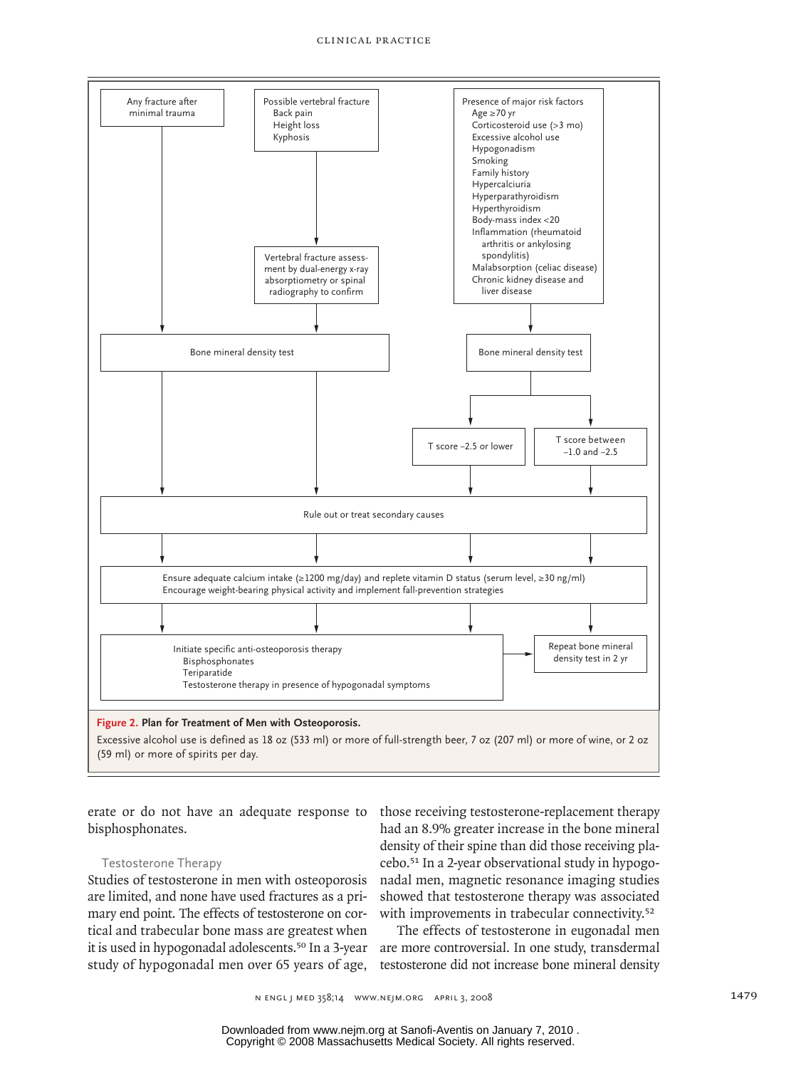Any fracture after minimal trauma

Possible vertebral fracture
- Back pain
- Height loss
- Kyphosis

Vertebral fracture assessment by dual-energy x-ray absorptiometry or spinal radiography to confirm

Presence of major risk factors
- Age ≥70 yr
- Corticosteroid use (>3 mo)
- Excessive alcohol use
- Hypogonadism
- Smoking
- Family history
- Hypercalciuria
- Hyperparathyroidism
- Hyperthyroidism
- Body-mass index <20
- Inflammation (rheumatoid arthritis or ankylosing spondylitis)
- Malabsorption (celiac disease)
- Chronic kidney disease and liver disease

Bone mineral density test

Bone mineral density test

T score −2.5 or lower

T score between −1.0 and −2.5

Rule out or treat secondary causes

Ensure adequate calcium intake (≥1200 mg/day) and replete vitamin D status (serum level, ≥30 ng/ml)
Encourage weight-bearing physical activity and implement fall-prevention strategies

Initiate specific anti-osteoporosis therapy
- Bisphosphonates
- Teriparatide
- Testosterone therapy in presence of hypogonadal symptoms

Repeat bone mineral density test in 2 yr

**Figure 2. Plan for Treatment of Men with Osteoporosis.**

Excessive alcohol use is defined as 18 oz (533 ml) or more of full-strength beer, 7 oz (207 ml) or more of wine, or 2 oz (59 ml) or more of spirits per day.

erate or do not have an adequate response to bisphosphonates.

### Testosterone Therapy

Studies of testosterone in men with osteoporosis are limited, and none have used fractures as a primary end point. The effects of testosterone on cortical and trabecular bone mass are greatest when it is used in hypogonadal adolescents.[50] In a 3-year study of hypogonadal men over 65 years of age, those receiving testosterone-replacement therapy had an 8.9% greater increase in the bone mineral density of their spine than did those receiving placebo.[51] In a 2-year observational study in hypogonadal men, magnetic resonance imaging studies showed that testosterone therapy was associated with improvements in trabecular connectivity.[52]

The effects of testosterone in eugonadal men are more controversial. In one study, transdermal testosterone did not increase bone mineral density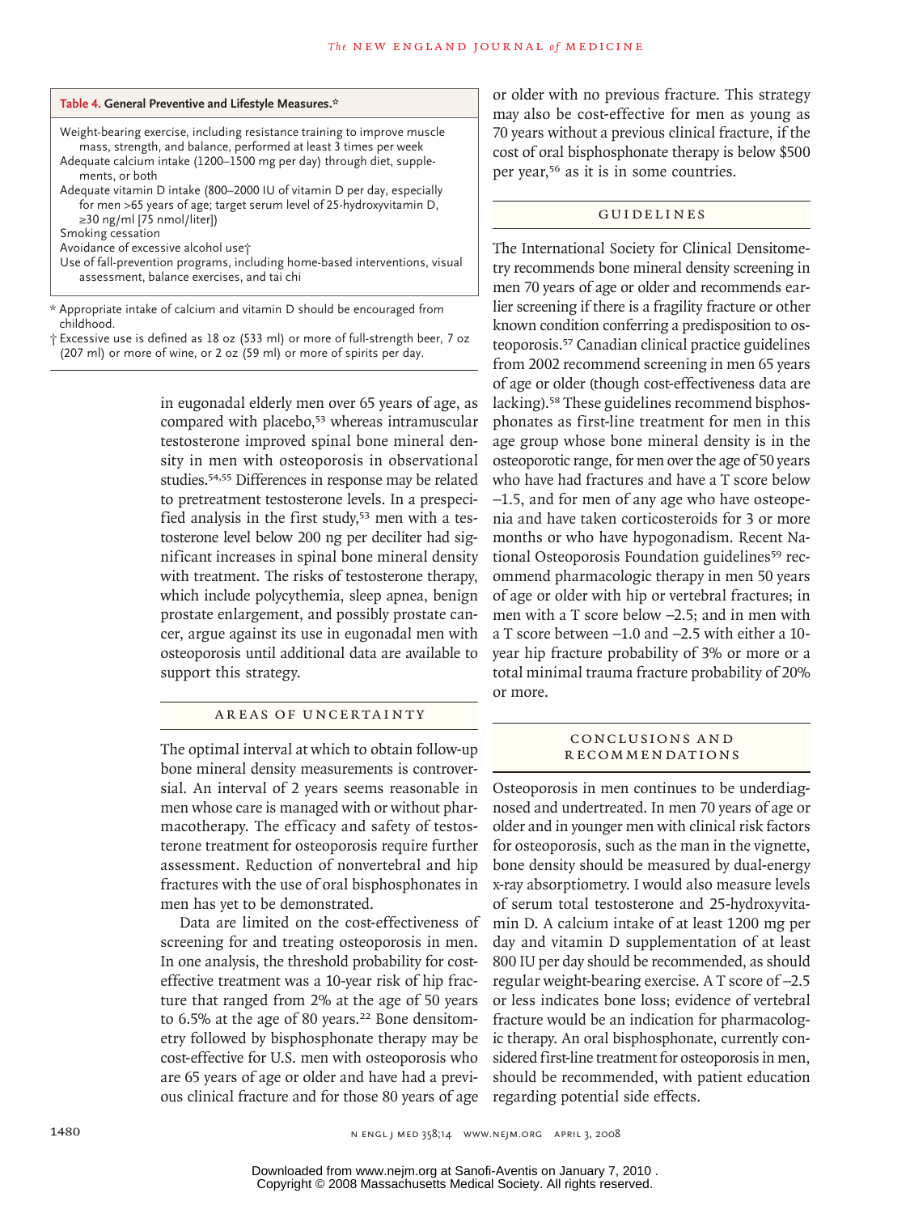**Table 4. General Preventive and Lifestyle Measures.***

- Weight-bearing exercise, including resistance training to improve muscle mass, strength, and balance, performed at least 3 times per week
- Adequate calcium intake (1200–1500 mg per day) through diet, supplements, or both
- Adequate vitamin D intake (800–2000 IU of vitamin D per day, especially for men >65 years of age; target serum level of 25-hydroxyvitamin D, ≥30 ng/ml [75 nmol/liter])
- Smoking cessation
- Avoidance of excessive alcohol use†
- Use of fall-prevention programs, including home-based interventions, visual assessment, balance exercises, and tai chi

\* Appropriate intake of calcium and vitamin D should be encouraged from childhood.

† Excessive use is defined as 18 oz (533 ml) or more of full-strength beer, 7 oz (207 ml) or more of wine, or 2 oz (59 ml) or more of spirits per day.

in eugonadal elderly men over 65 years of age, as compared with placebo,[53] whereas intramuscular testosterone improved spinal bone mineral density in men with osteoporosis in observational studies.[54,55] Differences in response may be related to pretreatment testosterone levels. In a prespecified analysis in the first study,[53] men with a testosterone level below 200 ng per deciliter had significant increases in spinal bone mineral density with treatment. The risks of testosterone therapy, which include polycythemia, sleep apnea, benign prostate enlargement, and possibly prostate cancer, argue against its use in eugonadal men with osteoporosis until additional data are available to support this strategy.

## Areas of Uncertainty

The optimal interval at which to obtain follow-up bone mineral density measurements is controversial. An interval of 2 years seems reasonable in men whose care is managed with or without pharmacotherapy. The efficacy and safety of testosterone treatment for osteoporosis require further assessment. Reduction of nonvertebral and hip fractures with the use of oral bisphosphonates in men has yet to be demonstrated.

Data are limited on the cost-effectiveness of screening for and treating osteoporosis in men. In one analysis, the threshold probability for cost-effective treatment was a 10-year risk of hip fracture that ranged from 2% at the age of 50 years to 6.5% at the age of 80 years.[22] Bone densitometry followed by bisphosphonate therapy may be cost-effective for U.S. men with osteoporosis who are 65 years of age or older and have had a previous clinical fracture and for those 80 years of age or older with no previous fracture. This strategy may also be cost-effective for men as young as 70 years without a previous clinical fracture, if the cost of oral bisphosphonate therapy is below $500 per year,[56] as it is in some countries.

## Guidelines

The International Society for Clinical Densitometry recommends bone mineral density screening in men 70 years of age or older and recommends earlier screening if there is a fragility fracture or other known condition conferring a predisposition to osteoporosis.[57] Canadian clinical practice guidelines from 2002 recommend screening in men 65 years of age or older (though cost-effectiveness data are lacking).[58] These guidelines recommend bisphosphonates as first-line treatment for men in this age group whose bone mineral density is in the osteoporotic range, for men over the age of 50 years who have had fractures and have a T score below −1.5, and for men of any age who have osteopenia and have taken corticosteroids for 3 or more months or who have hypogonadism. Recent National Osteoporosis Foundation guidelines[59] recommend pharmacologic therapy in men 50 years of age or older with hip or vertebral fractures; in men with a T score below −2.5; and in men with a T score between −1.0 and −2.5 with either a 10-year hip fracture probability of 3% or more or a total minimal trauma fracture probability of 20% or more.

## Conclusions and Recommendations

Osteoporosis in men continues to be underdiagnosed and undertreated. In men 70 years of age or older and in younger men with clinical risk factors for osteoporosis, such as the man in the vignette, bone density should be measured by dual-energy x-ray absorptiometry. I would also measure levels of serum total testosterone and 25-hydroxyvitamin D. A calcium intake of at least 1200 mg per day and vitamin D supplementation of at least 800 IU per day should be recommended, as should regular weight-bearing exercise. A T score of −2.5 or less indicates bone loss; evidence of vertebral fracture would be an indication for pharmacologic therapy. An oral bisphosphonate, currently considered first-line treatment for osteoporosis in men, should be recommended, with patient education regarding potential side effects.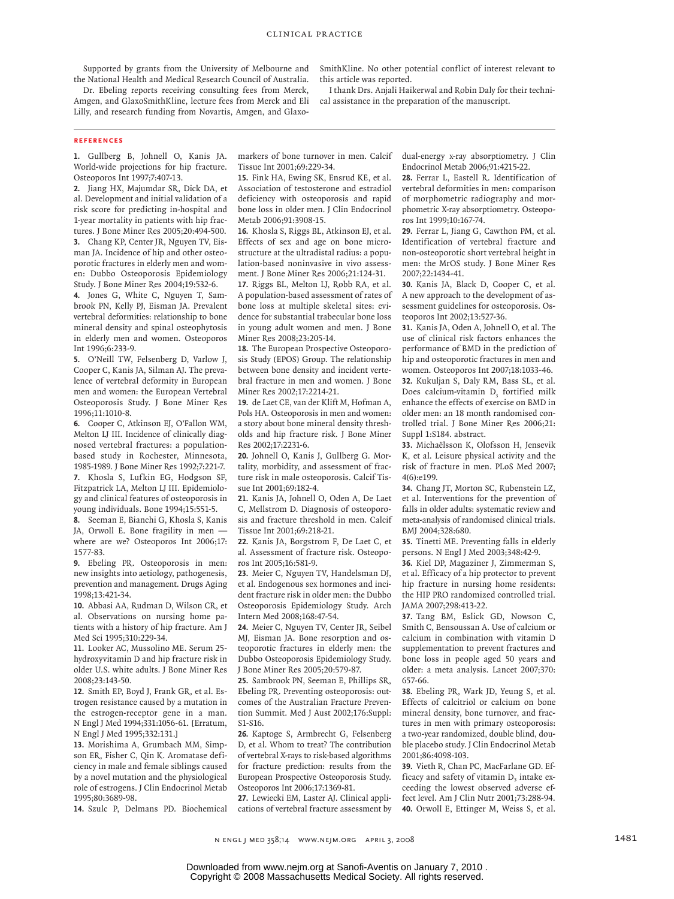Supported by grants from the University of Melbourne and the National Health and Medical Research Council of Australia.

Dr. Ebeling reports receiving consulting fees from Merck, Amgen, and GlaxoSmithKline, lecture fees from Merck and Eli Lilly, and research funding from Novartis, Amgen, and GlaxoSmithKline. No other potential conflict of interest relevant to this article was reported.

I thank Drs. Anjali Haikerwal and Robin Daly for their technical assistance in the preparation of the manuscript.

## References

1. Gullberg B, Johnell O, Kanis JA. World-wide projections for hip fracture. Osteoporos Int 1997;7:407-13.
2. Jiang HX, Majumdar SR, Dick DA, et al. Development and initial validation of a risk score for predicting in-hospital and 1-year mortality in patients with hip fractures. J Bone Miner Res 2005;20:494-500.
3. Chang KP, Center JR, Nguyen TV, Eisman JA. Incidence of hip and other osteoporotic fractures in elderly men and women: Dubbo Osteoporosis Epidemiology Study. J Bone Miner Res 2004;19:532-6.
4. Jones G, White C, Nguyen T, Sambrook PN, Kelly PJ, Eisman JA. Prevalent vertebral deformities: relationship to bone mineral density and spinal osteophytosis in elderly men and women. Osteoporos Int 1996;6:233-9.
5. O'Neill TW, Felsenberg D, Varlow J, Cooper C, Kanis JA, Silman AJ. The prevalence of vertebral deformity in European men and women: the European Vertebral Osteoporosis Study. J Bone Miner Res 1996;11:1010-8.
6. Cooper C, Atkinson EJ, O'Fallon WM, Melton LJ III. Incidence of clinically diagnosed vertebral fractures: a population-based study in Rochester, Minnesota, 1985-1989. J Bone Miner Res 1992;7:221-7.
7. Khosla S, Lufkin EG, Hodgson SF, Fitzpatrick LA, Melton LJ III. Epidemiology and clinical features of osteoporosis in young individuals. Bone 1994;15:551-5.
8. Seeman E, Bianchi G, Khosla S, Kanis JA, Orwoll E. Bone fragility in men — where are we? Osteoporos Int 2006;17:1577-83.
9. Ebeling PR. Osteoporosis in men: new insights into aetiology, pathogenesis, prevention and management. Drugs Aging 1998;13:421-34.
10. Abbasi AA, Rudman D, Wilson CR, et al. Observations on nursing home patients with a history of hip fracture. Am J Med Sci 1995;310:229-34.
11. Looker AC, Mussolino ME. Serum 25-hydroxyvitamin D and hip fracture risk in older U.S. white adults. J Bone Miner Res 2008;23:143-50.
12. Smith EP, Boyd J, Frank GR, et al. Estrogen resistance caused by a mutation in the estrogen-receptor gene in a man. N Engl J Med 1994;331:1056-61. [Erratum, N Engl J Med 1995;332:131.]
13. Morishima A, Grumbach MM, Simpson ER, Fisher C, Qin K. Aromatase deficiency in male and female siblings caused by a novel mutation and the physiological role of estrogens. J Clin Endocrinol Metab 1995;80:3689-98.
14. Szulc P, Delmans PD. Biochemical markers of bone turnover in men. Calcif Tissue Int 2001;69:229-34.
15. Fink HA, Ewing SK, Ensrud KE, et al. Association of testosterone and estradiol deficiency with osteoporosis and rapid bone loss in older men. J Clin Endocrinol Metab 2006;91:3908-15.
16. Khosla S, Riggs BL, Atkinson EJ, et al. Effects of sex and age on bone microstructure at the ultradistal radius: a population-based noninvasive in vivo assessment. J Bone Miner Res 2006;21:124-31.
17. Riggs BL, Melton LJ, Robb RA, et al. A population-based assessment of rates of bone loss at multiple skeletal sites: evidence for substantial trabecular bone loss in young adult women and men. J Bone Miner Res 2008;23:205-14.
18. The European Prospective Osteoporosis Study (EPOS) Group. The relationship between bone density and incident vertebral fracture in men and women. J Bone Miner Res 2002;17:2214-21.
19. de Laet CE, van der Klift M, Hofman A, Pols HA. Osteoporosis in men and women: a story about bone mineral density thresholds and hip fracture risk. J Bone Miner Res 2002;17:2231-6.
20. Johnell O, Kanis J, Gullberg G. Mortality, morbidity, and assessment of fracture risk in male osteoporosis. Calcif Tissue Int 2001;69:182-4.
21. Kanis JA, Johnell O, Oden A, De Laet C, Mellstrom D. Diagnosis of osteoporosis and fracture threshold in men. Calcif Tissue Int 2001;69:218-21.
22. Kanis JA, Borgstrom F, De Laet C, et al. Assessment of fracture risk. Osteoporos Int 2005;16:581-9.
23. Meier C, Nguyen TV, Handelsman DJ, et al. Endogenous sex hormones and incident fracture risk in older men: the Dubbo Osteoporosis Epidemiology Study. Arch Intern Med 2008;168:47-54.
24. Meier C, Nguyen TV, Center JR, Seibel MJ, Eisman JA. Bone resorption and osteoporotic fractures in elderly men: the Dubbo Osteoporosis Epidemiology Study. J Bone Miner Res 2005;20:579-87.
25. Sambrook PN, Seeman E, Phillips SR, Ebeling PR. Preventing osteoporosis: outcomes of the Australian Fracture Prevention Summit. Med J Aust 2002;176:Suppl:S1-S16.
26. Kaptoge S, Armbrecht G, Felsenberg D, et al. Whom to treat? The contribution of vertebral X-rays to risk-based algorithms for fracture prediction: results from the European Prospective Osteoporosis Study. Osteoporos Int 2006;17:1369-81.
27. Lewiecki EM, Laster AJ. Clinical applications of vertebral fracture assessment by dual-energy x-ray absorptiometry. J Clin Endocrinol Metab 2006;91:4215-22.
28. Ferrar L, Eastell R. Identification of vertebral deformities in men: comparison of morphometric radiography and morphometric X-ray absorptiometry. Osteoporos Int 1999;10:167-74.
29. Ferrar L, Jiang G, Cawthon PM, et al. Identification of vertebral fracture and non-osteoporotic short vertebral height in men: the MrOS study. J Bone Miner Res 2007;22:1434-41.
30. Kanis JA, Black D, Cooper C, et al. A new approach to the development of assessment guidelines for osteoporosis. Osteoporos Int 2002;13:527-36.
31. Kanis JA, Oden A, Johnell O, et al. The use of clinical risk factors enhances the performance of BMD in the prediction of hip and osteoporotic fractures in men and women. Osteoporos Int 2007;18:1033-46.
32. Kukuljan S, Daly RM, Bass SL, et al. Does calcium-vitamin $D_3$ fortified milk enhance the effects of exercise on BMD in older men: an 18 month randomised controlled trial. J Bone Miner Res 2006;21:Suppl 1:S184. abstract.
33. Michaëlsson K, Olofsson H, Jensevik K, et al. Leisure physical activity and the risk of fracture in men. PLoS Med 2007;4(6):e199.
34. Chang JT, Morton SC, Rubenstein LZ, et al. Interventions for the prevention of falls in older adults: systematic review and meta-analysis of randomised clinical trials. BMJ 2004;328:680.
35. Tinetti ME. Preventing falls in elderly persons. N Engl J Med 2003;348:42-9.
36. Kiel DP, Magaziner J, Zimmerman S, et al. Efficacy of a hip protector to prevent hip fracture in nursing home residents: the HIP PRO randomized controlled trial. JAMA 2007;298:413-22.
37. Tang BM, Eslick GD, Nowson C, Smith C, Bensoussan A. Use of calcium or calcium in combination with vitamin D supplementation to prevent fractures and bone loss in people aged 50 years and older: a meta analysis. Lancet 2007;370:657-66.
38. Ebeling PR, Wark JD, Yeung S, et al. Effects of calcitriol or calcium on bone mineral density, bone turnover, and fractures in men with primary osteoporosis: a two-year randomized, double blind, double placebo study. J Clin Endocrinol Metab 2001;86:4098-103.
39. Vieth R, Chan PC, MacFarlane GD. Efficacy and safety of vitamin $D_3$ intake exceeding the lowest observed adverse effect level. Am J Clin Nutr 2001;73:288-94.
40. Orwoll E, Ettinger M, Weiss S, et al.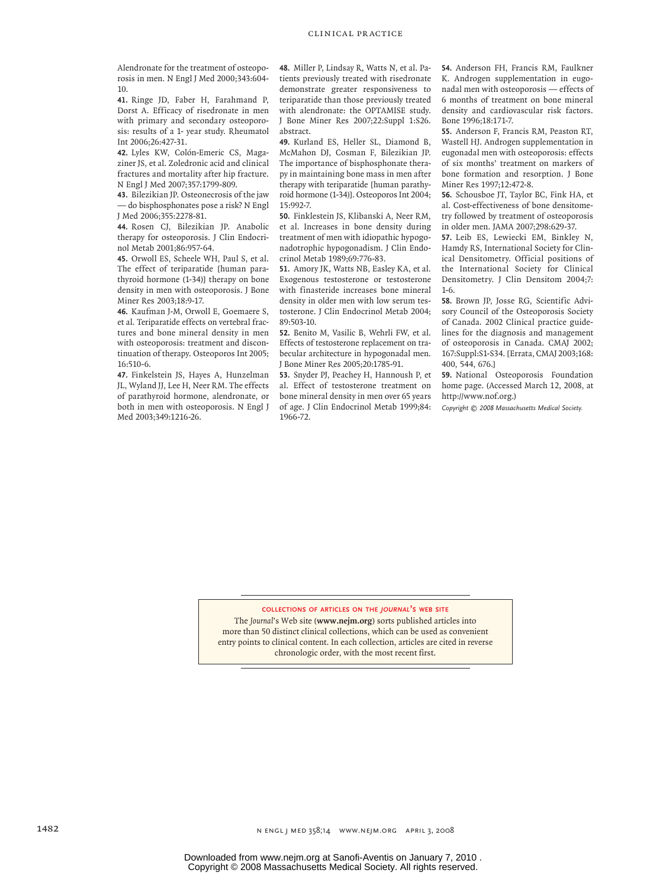Alendronate for the treatment of osteoporosis in men. N Engl J Med 2000;343:604-10.

**41.** Ringe JD, Faber H, Farahmand P, Dorst A. Efficacy of risedronate in men with primary and secondary osteoporosis: results of a 1- year study. Rheumatol Int 2006;26:427-31.

**42.** Lyles KW, Colón-Emeric CS, Magaziner JS, et al. Zoledronic acid and clinical fractures and mortality after hip fracture. N Engl J Med 2007;357:1799-809.

**43.** Bilezikian JP. Osteonecrosis of the jaw — do bisphosphonates pose a risk? N Engl J Med 2006;355:2278-81.

**44.** Rosen CJ, Bilezikian JP. Anabolic therapy for osteoporosis. J Clin Endocrinol Metab 2001;86:957-64.

**45.** Orwoll ES, Scheele WH, Paul S, et al. The effect of teriparatide [human parathyroid hormone (1-34)] therapy on bone density in men with osteoporosis. J Bone Miner Res 2003;18:9-17.

**46.** Kaufman J-M, Orwoll E, Goemaere S, et al. Teriparatide effects on vertebral fractures and bone mineral density in men with osteoporosis: treatment and discontinuation of therapy. Osteoporos Int 2005; 16:510-6.

**47.** Finkelstein JS, Hayes A, Hunzelman JL, Wyland JJ, Lee H, Neer RM. The effects of parathyroid hormone, alendronate, or both in men with osteoporosis. N Engl J Med 2003;349:1216-26.

**48.** Miller P, Lindsay R, Watts N, et al. Patients previously treated with risedronate demonstrate greater responsiveness to teriparatide than those previously treated with alendronate: the OPTAMISE study. J Bone Miner Res 2007;22:Suppl 1:S26. abstract.

**49.** Kurland ES, Heller SL, Diamond B, McMahon DJ, Cosman F, Bilezikian JP. The importance of bisphosphonate therapy in maintaining bone mass in men after therapy with teriparatide [human parathyroid hormone (1-34)]. Osteoporos Int 2004; 15:992-7.

**50.** Finklestein JS, Klibanski A, Neer RM, et al. Increases in bone density during treatment of men with idiopathic hypogonadotrophic hypogonadism. J Clin Endocrinol Metab 1989;69:776-83.

**51.** Amory JK, Watts NB, Easley KA, et al. Exogenous testosterone or testosterone with finasteride increases bone mineral density in older men with low serum testosterone. J Clin Endocrinol Metab 2004; 89:503-10.

**52.** Benito M, Vasilic B, Wehrli FW, et al. Effects of testosterone replacement on trabecular architecture in hypogonadal men. J Bone Miner Res 2005;20:1785-91.

**53.** Snyder PJ, Peachey H, Hannoush P, et al. Effect of testosterone treatment on bone mineral density in men over 65 years of age. J Clin Endocrinol Metab 1999;84: 1966-72.

**54.** Anderson FH, Francis RM, Faulkner K. Androgen supplementation in eugonadal men with osteoporosis — effects of 6 months of treatment on bone mineral density and cardiovascular risk factors. Bone 1996;18:171-7.

**55.** Anderson F, Francis RM, Peaston RT, Wastell HJ. Androgen supplementation in eugonadal men with osteoporosis: effects of six months' treatment on markers of bone formation and resorption. J Bone Miner Res 1997;12:472-8.

**56.** Schousboe JT, Taylor BC, Fink HA, et al. Cost-effectiveness of bone densitometry followed by treatment of osteoporosis in older men. JAMA 2007;298:629-37.

**57.** Leib ES, Lewiecki EM, Binkley N, Hamdy RS, International Society for Clinical Densitometry. Official positions of the International Society for Clinical Densitometry. J Clin Densitom 2004;7: 1-6.

**58.** Brown JP, Josse RG, Scientific Advisory Council of the Osteoporosis Society of Canada. 2002 Clinical practice guidelines for the diagnosis and management of osteoporosis in Canada. CMAJ 2002; 167:Suppl:S1-S34. [Errata, CMAJ 2003;168: 400, 544, 676.]

**59.** National Osteoporosis Foundation home page. (Accessed March 12, 2008, at http://www.nof.org.)

*Copyright © 2008 Massachusetts Medical Society.*

COLLECTIONS OF ARTICLES ON THE *JOURNAL*'S WEB SITE

The *Journal*'s Web site (**www.nejm.org**) sorts published articles into more than 50 distinct clinical collections, which can be used as convenient entry points to clinical content. In each collection, articles are cited in reverse chronologic order, with the most recent first.

Downloaded from www.nejm.org at Sanofi-Aventis on January 7, 2010 .
Copyright © 2008 Massachusetts Medical Society. All rights reserved.